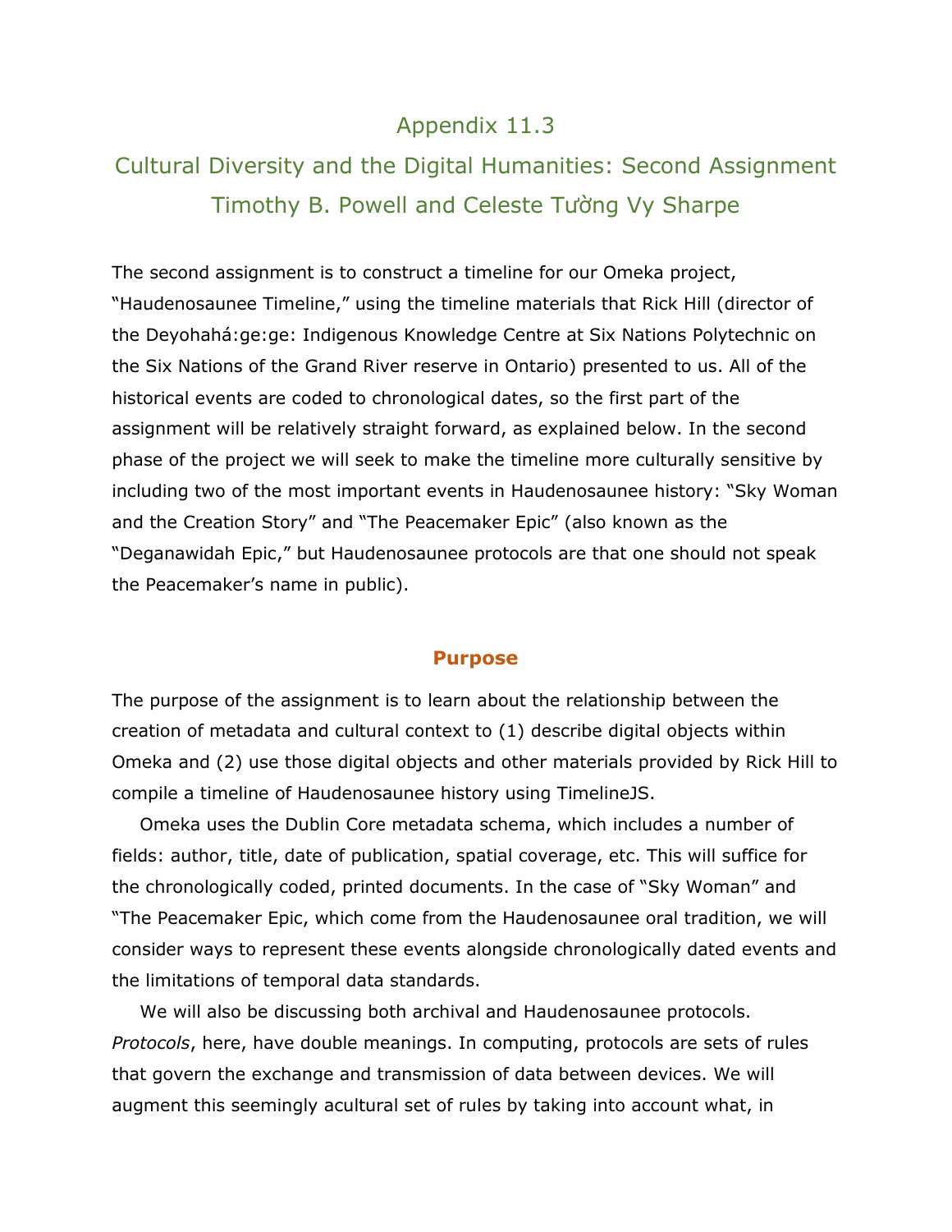# Appendix 11.3

## Cultural Diversity and the Digital Humanities: Second Assignment

## Timothy B. Powell and Celeste Tường Vy Sharpe

The second assignment is to construct a timeline for our Omeka project, "Haudenosaunee Timeline," using the timeline materials that Rick Hill (director of the Deyohahá:ge:ge: Indigenous Knowledge Centre at Six Nations Polytechnic on the Six Nations of the Grand River reserve in Ontario) presented to us. All of the historical events are coded to chronological dates, so the first part of the assignment will be relatively straight forward, as explained below. In the second phase of the project we will seek to make the timeline more culturally sensitive by including two of the most important events in Haudenosaunee history: "Sky Woman and the Creation Story" and "The Peacemaker Epic" (also known as the "Deganawidah Epic," but Haudenosaunee protocols are that one should not speak the Peacemaker's name in public).

### Purpose

The purpose of the assignment is to learn about the relationship between the creation of metadata and cultural context to (1) describe digital objects within Omeka and (2) use those digital objects and other materials provided by Rick Hill to compile a timeline of Haudenosaunee history using TimelineJS.

Omeka uses the Dublin Core metadata schema, which includes a number of fields: author, title, date of publication, spatial coverage, etc. This will suffice for the chronologically coded, printed documents. In the case of "Sky Woman" and "The Peacemaker Epic, which come from the Haudenosaunee oral tradition, we will consider ways to represent these events alongside chronologically dated events and the limitations of temporal data standards.

We will also be discussing both archival and Haudenosaunee protocols. *Protocols*, here, have double meanings. In computing, protocols are sets of rules that govern the exchange and transmission of data between devices. We will augment this seemingly acultural set of rules by taking into account what, in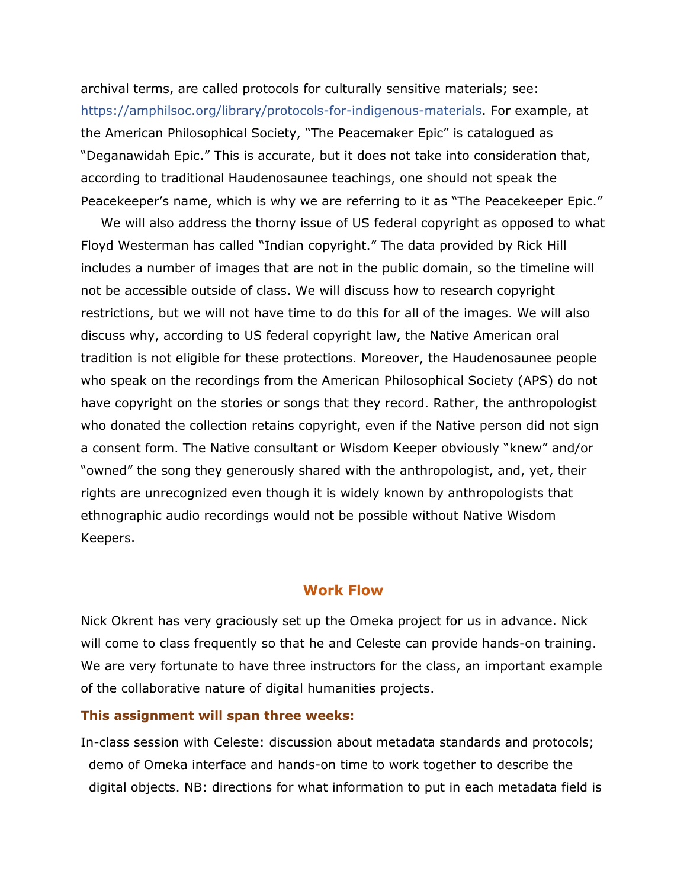archival terms, are called protocols for culturally sensitive materials; see: https://amphilsoc.org/library/protocols-for-indigenous-materials. For example, at the American Philosophical Society, "The Peacemaker Epic" is catalogued as "Deganawidah Epic." This is accurate, but it does not take into consideration that, according to traditional Haudenosaunee teachings, one should not speak the Peacekeeper's name, which is why we are referring to it as "The Peacekeeper Epic."

We will also address the thorny issue of US federal copyright as opposed to what Floyd Westerman has called "Indian copyright." The data provided by Rick Hill includes a number of images that are not in the public domain, so the timeline will not be accessible outside of class. We will discuss how to research copyright restrictions, but we will not have time to do this for all of the images. We will also discuss why, according to US federal copyright law, the Native American oral tradition is not eligible for these protections. Moreover, the Haudenosaunee people who speak on the recordings from the American Philosophical Society (APS) do not have copyright on the stories or songs that they record. Rather, the anthropologist who donated the collection retains copyright, even if the Native person did not sign a consent form. The Native consultant or Wisdom Keeper obviously "knew" and/or "owned" the song they generously shared with the anthropologist, and, yet, their rights are unrecognized even though it is widely known by anthropologists that ethnographic audio recordings would not be possible without Native Wisdom Keepers.

## Work Flow

Nick Okrent has very graciously set up the Omeka project for us in advance. Nick will come to class frequently so that he and Celeste can provide hands-on training. We are very fortunate to have three instructors for the class, an important example of the collaborative nature of digital humanities projects.

### This assignment will span three weeks:

In-class session with Celeste: discussion about metadata standards and protocols; demo of Omeka interface and hands-on time to work together to describe the digital objects. NB: directions for what information to put in each metadata field is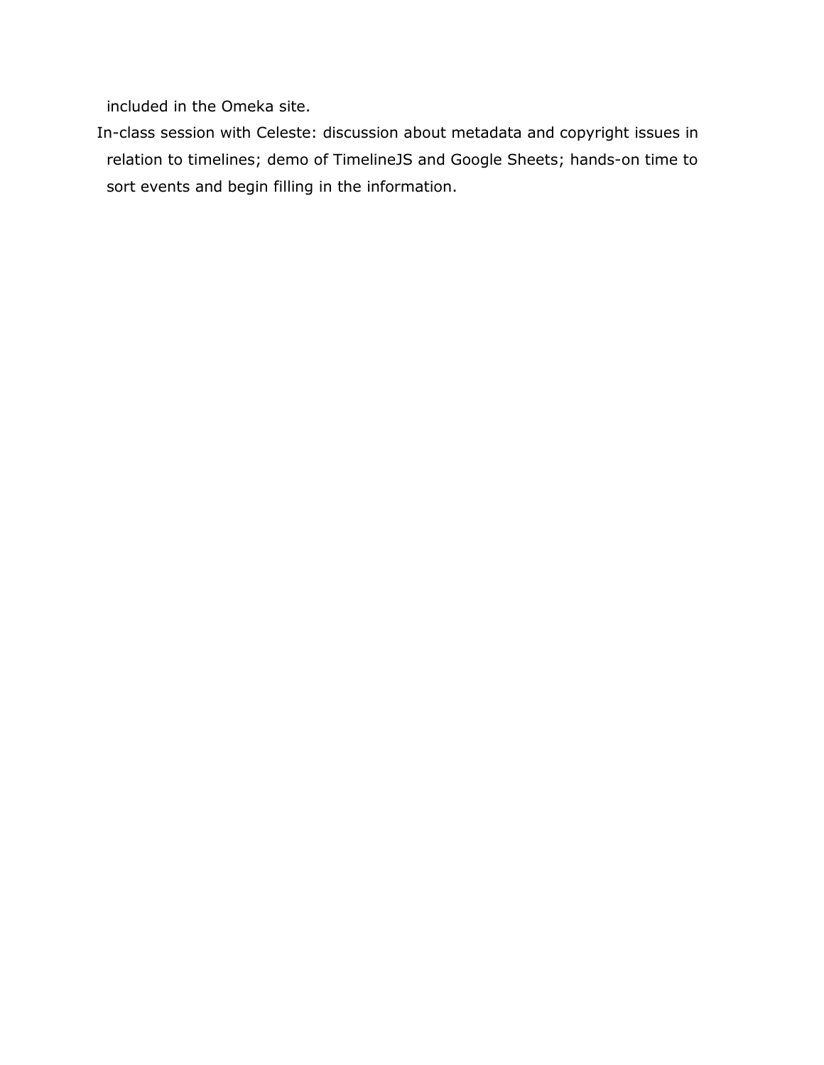included in the Omeka site.

In-class session with Celeste: discussion about metadata and copyright issues in relation to timelines; demo of TimelineJS and Google Sheets; hands-on time to sort events and begin filling in the information.